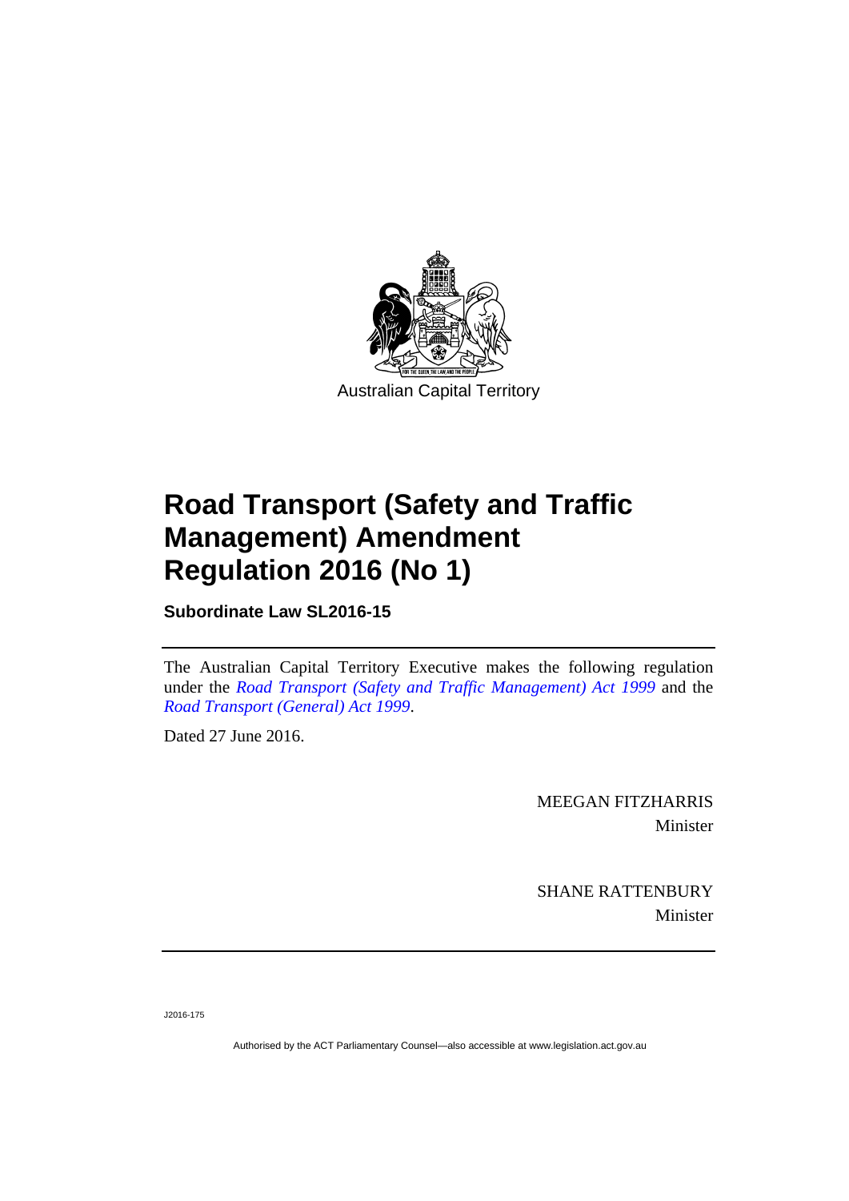Australian Capital Territory

# Road Transport (Safety and Traffic Management) Amendment Regulation 2016 (No 1)

**Subordinate Law SL2016-15**

The Australian Capital Territory Executive makes the following regulation under the *Road Transport (Safety and Traffic Management) Act 1999* and the *Road Transport (General) Act 1999*.

Dated 27 June 2016.

MEEGAN FITZHARRIS
Minister

SHANE RATTENBURY
Minister

J2016-175

Authorised by the ACT Parliamentary Counsel—also accessible at www.legislation.act.gov.au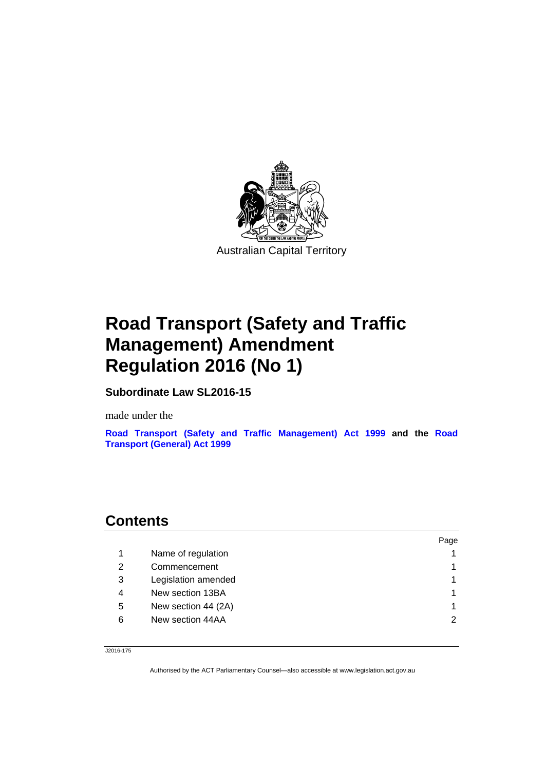Australian Capital Territory

# Road Transport (Safety and Traffic Management) Amendment Regulation 2016 (No 1)

**Subordinate Law SL2016-15**

made under the

**Road Transport (Safety and Traffic Management) Act 1999 and the Road Transport (General) Act 1999**

## Contents

| | | Page |
|---|---|---|
| 1 | Name of regulation | 1 |
| 2 | Commencement | 1 |
| 3 | Legislation amended | 1 |
| 4 | New section 13BA | 1 |
| 5 | New section 44 (2A) | 1 |
| 6 | New section 44AA | 2 |

J2016-175

Authorised by the ACT Parliamentary Counsel—also accessible at www.legislation.act.gov.au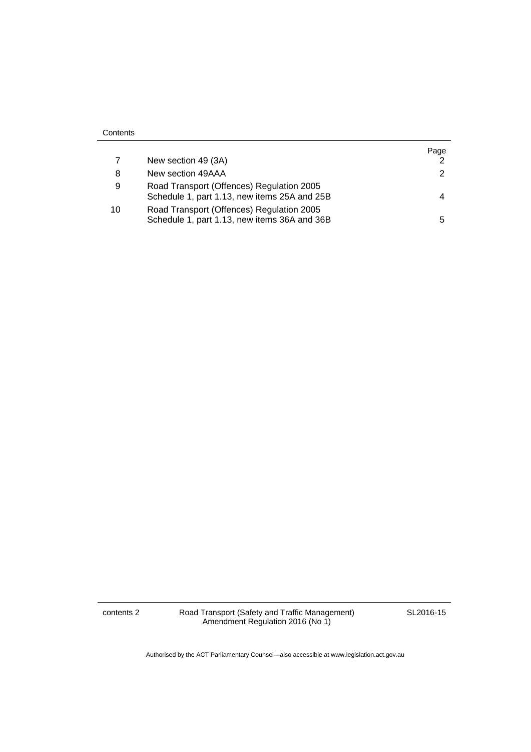Contents

| | | Page |
|---|---|---|
| 7 | New section 49 (3A) | 2 |
| 8 | New section 49AAA | 2 |
| 9 | Road Transport (Offences) Regulation 2005<br>Schedule 1, part 1.13, new items 25A and 25B | 4 |
| 10 | Road Transport (Offences) Regulation 2005<br>Schedule 1, part 1.13, new items 36A and 36B | 5 |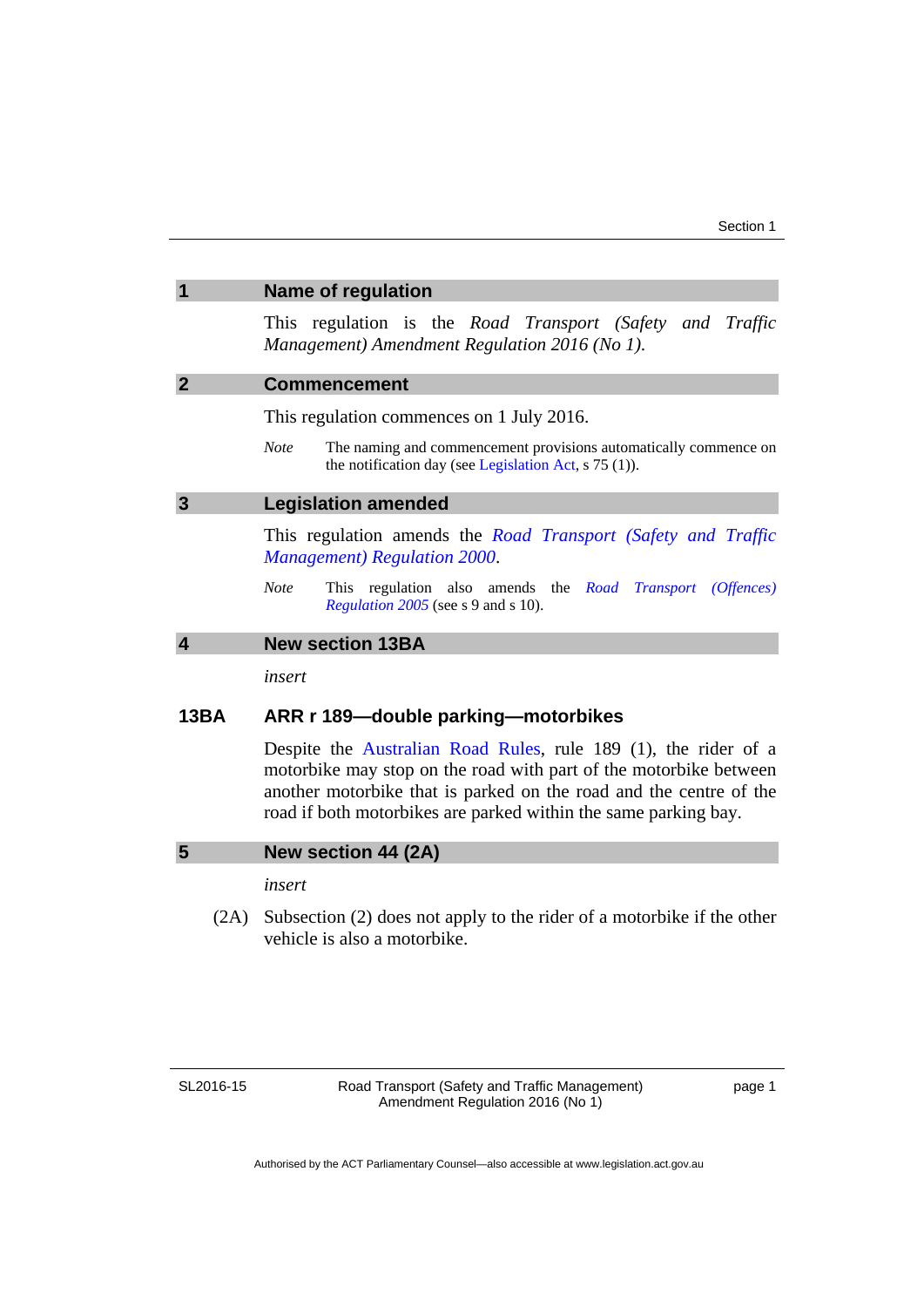## 1 Name of regulation

This regulation is the *Road Transport (Safety and Traffic Management) Amendment Regulation 2016 (No 1)*.

## 2 Commencement

This regulation commences on 1 July 2016.

*Note* The naming and commencement provisions automatically commence on the notification day (see Legislation Act, s 75 (1)).

## 3 Legislation amended

This regulation amends the *Road Transport (Safety and Traffic Management) Regulation 2000*.

*Note* This regulation also amends the *Road Transport (Offences) Regulation 2005* (see s 9 and s 10).

## 4 New section 13BA

*insert*

### 13BA ARR r 189—double parking—motorbikes

Despite the Australian Road Rules, rule 189 (1), the rider of a motorbike may stop on the road with part of the motorbike between another motorbike that is parked on the road and the centre of the road if both motorbikes are parked within the same parking bay.

## 5 New section 44 (2A)

*insert*

(2A) Subsection (2) does not apply to the rider of a motorbike if the other vehicle is also a motorbike.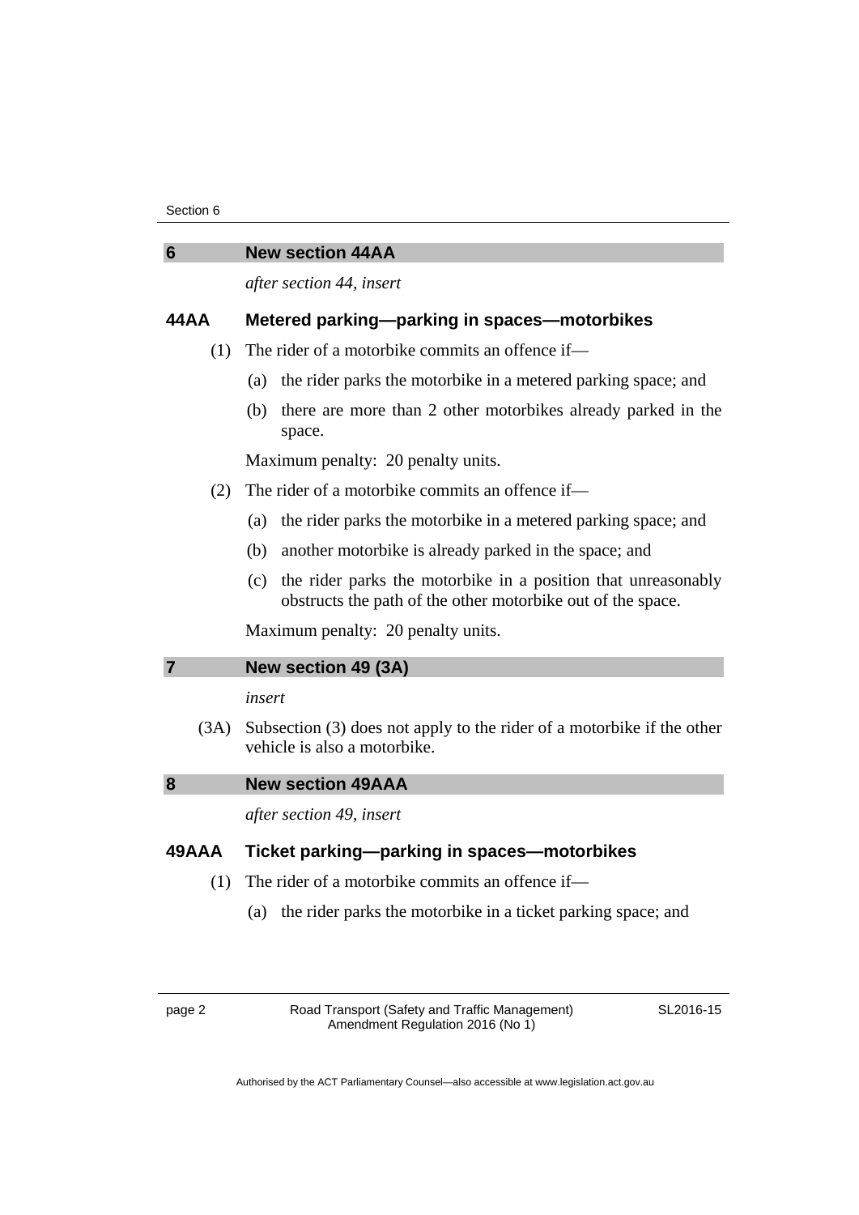## 6 New section 44AA

*after section 44, insert*

### 44AA Metered parking—parking in spaces—motorbikes

(1) The rider of a motorbike commits an offence if—

(a) the rider parks the motorbike in a metered parking space; and

(b) there are more than 2 other motorbikes already parked in the space.

Maximum penalty: 20 penalty units.

(2) The rider of a motorbike commits an offence if—

(a) the rider parks the motorbike in a metered parking space; and

(b) another motorbike is already parked in the space; and

(c) the rider parks the motorbike in a position that unreasonably obstructs the path of the other motorbike out of the space.

Maximum penalty: 20 penalty units.

## 7 New section 49 (3A)

*insert*

(3A) Subsection (3) does not apply to the rider of a motorbike if the other vehicle is also a motorbike.

## 8 New section 49AAA

*after section 49, insert*

### 49AAA Ticket parking—parking in spaces—motorbikes

(1) The rider of a motorbike commits an offence if—

(a) the rider parks the motorbike in a ticket parking space; and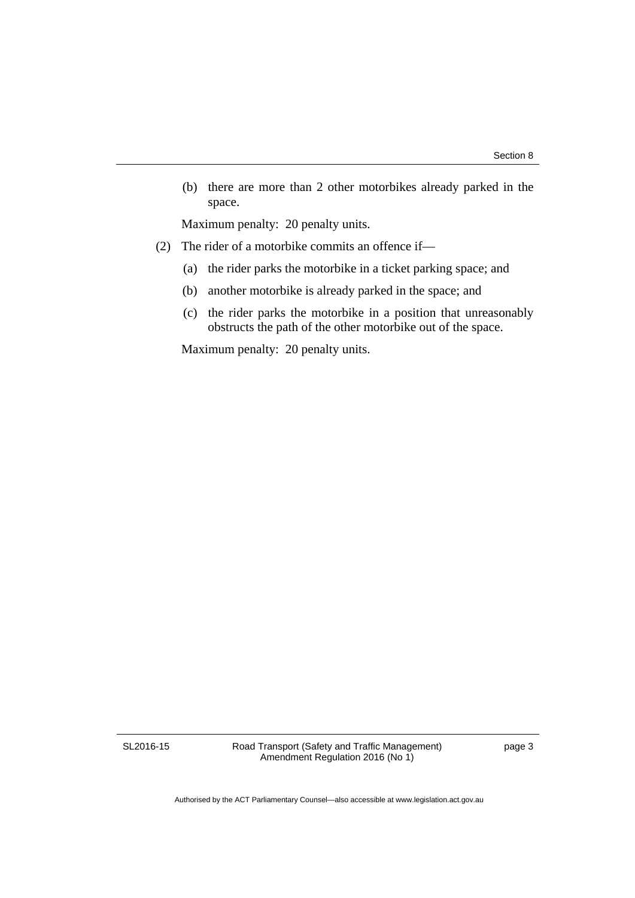(b) there are more than 2 other motorbikes already parked in the space.

Maximum penalty: 20 penalty units.

(2) The rider of a motorbike commits an offence if—

(a) the rider parks the motorbike in a ticket parking space; and

(b) another motorbike is already parked in the space; and

(c) the rider parks the motorbike in a position that unreasonably obstructs the path of the other motorbike out of the space.

Maximum penalty: 20 penalty units.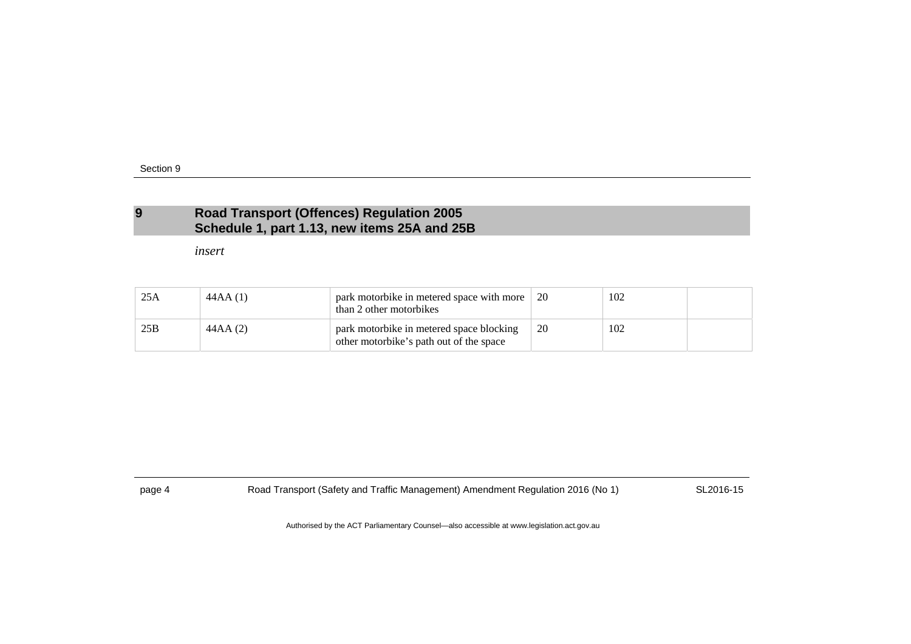## 9 Road Transport (Offences) Regulation 2005 Schedule 1, part 1.13, new items 25A and 25B

*insert*

| | | | | | |
|---|---|---|---|---|---|
| 25A | 44AA (1) | park motorbike in metered space with more than 2 other motorbikes | 20 | 102 | |
| 25B | 44AA (2) | park motorbike in metered space blocking other motorbike's path out of the space | 20 | 102 | |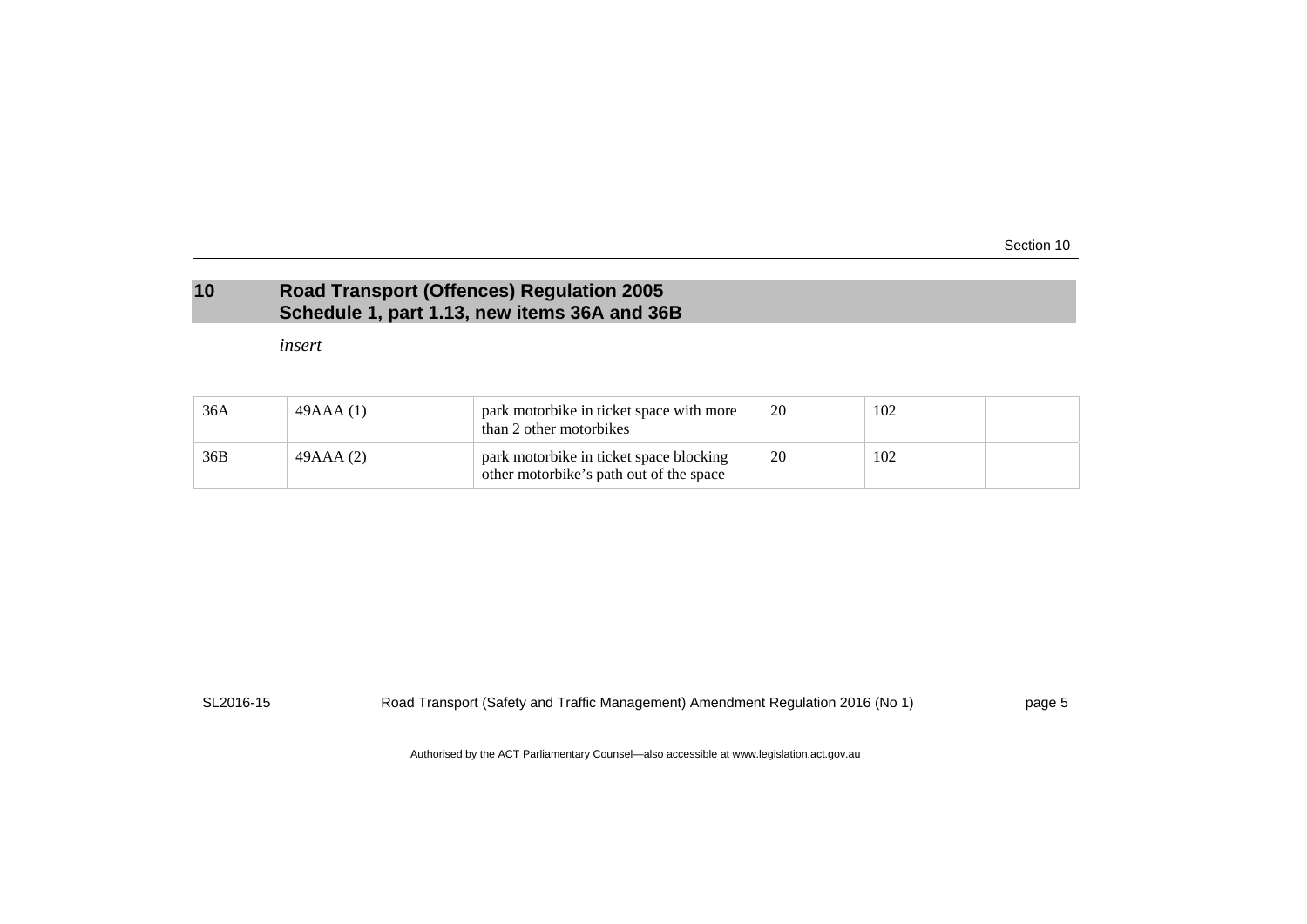## 10 Road Transport (Offences) Regulation 2005 Schedule 1, part 1.13, new items 36A and 36B

*insert*

| | | | | | |
|---|---|---|---|---|---|
| 36A | 49AAA (1) | park motorbike in ticket space with more than 2 other motorbikes | 20 | 102 | |
| 36B | 49AAA (2) | park motorbike in ticket space blocking other motorbike's path out of the space | 20 | 102 | |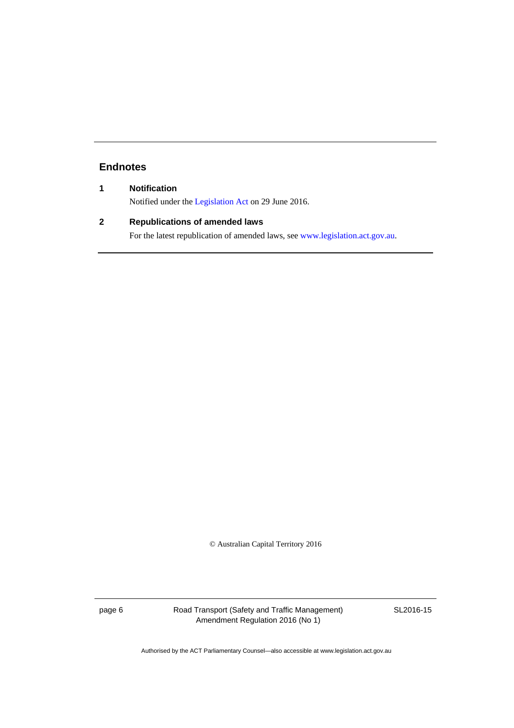## Endnotes

### 1 Notification

Notified under the Legislation Act on 29 June 2016.

### 2 Republications of amended laws

For the latest republication of amended laws, see www.legislation.act.gov.au.

© Australian Capital Territory 2016